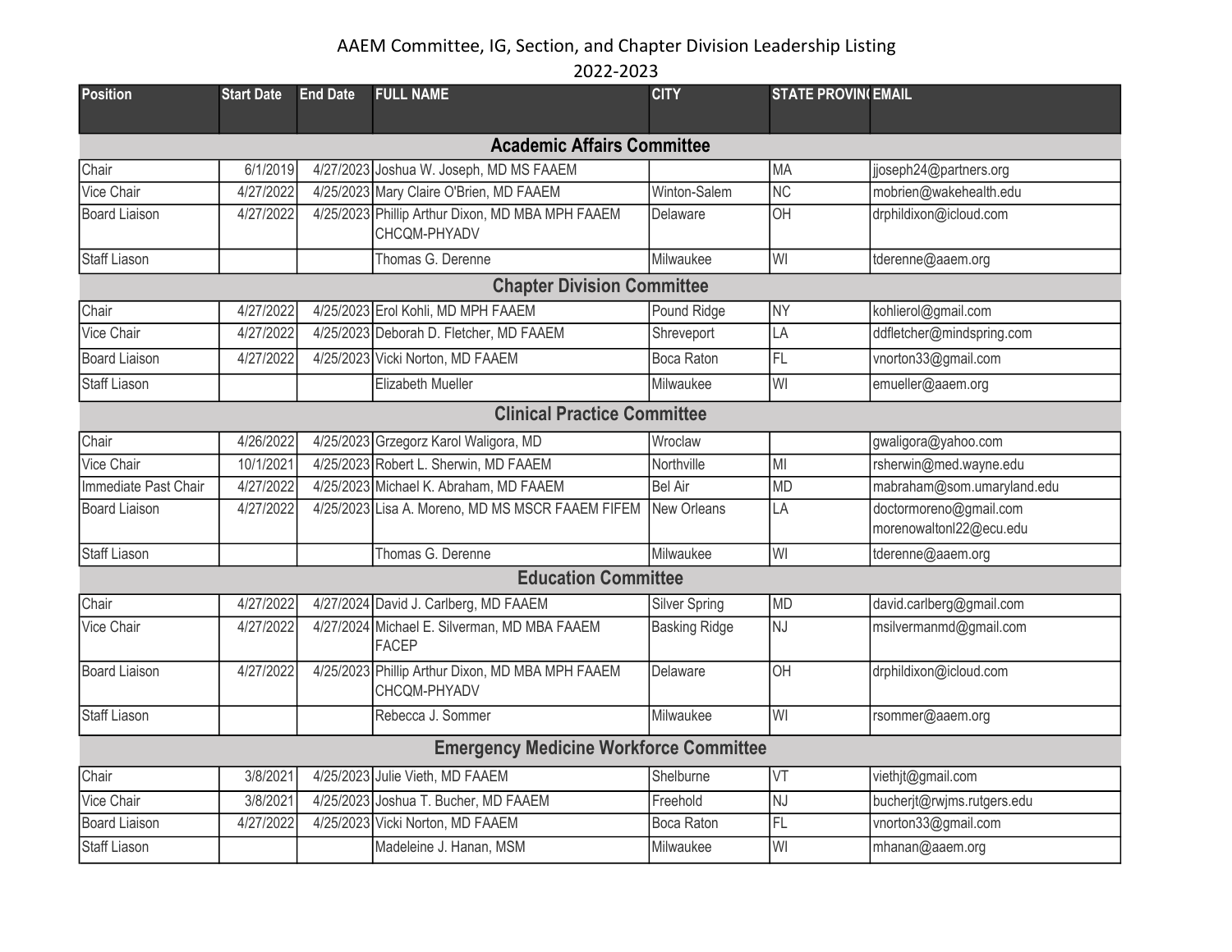# AAEM Committee, IG, Section, and Chapter Division Leadership Listing

## 2022-2023

| Position | Start Date | End Date | FULL NAME | CITY | STATE PROVINC | EMAIL |
|---|---|---|---|---|---|---|
| **Academic Affairs Committee** | | | | | | |
| Chair | 6/1/2019 | 4/27/2023 | Joshua W. Joseph, MD MS FAAEM | | MA | jjoseph24@partners.org |
| Vice Chair | 4/27/2022 | 4/25/2023 | Mary Claire O'Brien, MD FAAEM | Winton-Salem | NC | mobrien@wakehealth.edu |
| Board Liaison | 4/27/2022 | 4/25/2023 | Phillip Arthur Dixon, MD MBA MPH FAAEM CHCQM-PHYADV | Delaware | OH | drphildixon@icloud.com |
| Staff Liason | | | Thomas G. Derenne | Milwaukee | WI | tderenne@aaem.org |
| **Chapter Division Committee** | | | | | | |
| Chair | 4/27/2022 | 4/25/2023 | Erol Kohli, MD MPH FAAEM | Pound Ridge | NY | kohlierol@gmail.com |
| Vice Chair | 4/27/2022 | 4/25/2023 | Deborah D. Fletcher, MD FAAEM | Shreveport | LA | ddfletcher@mindspring.com |
| Board Liaison | 4/27/2022 | 4/25/2023 | Vicki Norton, MD FAAEM | Boca Raton | FL | vnorton33@gmail.com |
| Staff Liason | | | Elizabeth Mueller | Milwaukee | WI | emueller@aaem.org |
| **Clinical Practice Committee** | | | | | | |
| Chair | 4/26/2022 | 4/25/2023 | Grzegorz Karol Waligora, MD | Wroclaw | | gwaligora@yahoo.com |
| Vice Chair | 10/1/2021 | 4/25/2023 | Robert L. Sherwin, MD FAAEM | Northville | MI | rsherwin@med.wayne.edu |
| Immediate Past Chair | 4/27/2022 | 4/25/2023 | Michael K. Abraham, MD FAAEM | Bel Air | MD | mabraham@som.umaryland.edu |
| Board Liaison | 4/27/2022 | 4/25/2023 | Lisa A. Moreno, MD MS MSCR FAAEM FIFEM | New Orleans | LA | doctormoreno@gmail.com morenowaltonl22@ecu.edu |
| Staff Liason | | | Thomas G. Derenne | Milwaukee | WI | tderenne@aaem.org |
| **Education Committee** | | | | | | |
| Chair | 4/27/2022 | 4/27/2024 | David J. Carlberg, MD FAAEM | Silver Spring | MD | david.carlberg@gmail.com |
| Vice Chair | 4/27/2022 | 4/27/2024 | Michael E. Silverman, MD MBA FAAEM FACEP | Basking Ridge | NJ | msilvermanmd@gmail.com |
| Board Liaison | 4/27/2022 | 4/25/2023 | Phillip Arthur Dixon, MD MBA MPH FAAEM CHCQM-PHYADV | Delaware | OH | drphildixon@icloud.com |
| Staff Liason | | | Rebecca J. Sommer | Milwaukee | WI | rsommer@aaem.org |
| **Emergency Medicine Workforce Committee** | | | | | | |
| Chair | 3/8/2021 | 4/25/2023 | Julie Vieth, MD FAAEM | Shelburne | VT | viethjt@gmail.com |
| Vice Chair | 3/8/2021 | 4/25/2023 | Joshua T. Bucher, MD FAAEM | Freehold | NJ | bucherjt@rwjms.rutgers.edu |
| Board Liaison | 4/27/2022 | 4/25/2023 | Vicki Norton, MD FAAEM | Boca Raton | FL | vnorton33@gmail.com |
| Staff Liason | | | Madeleine J. Hanan, MSM | Milwaukee | WI | mhanan@aaem.org |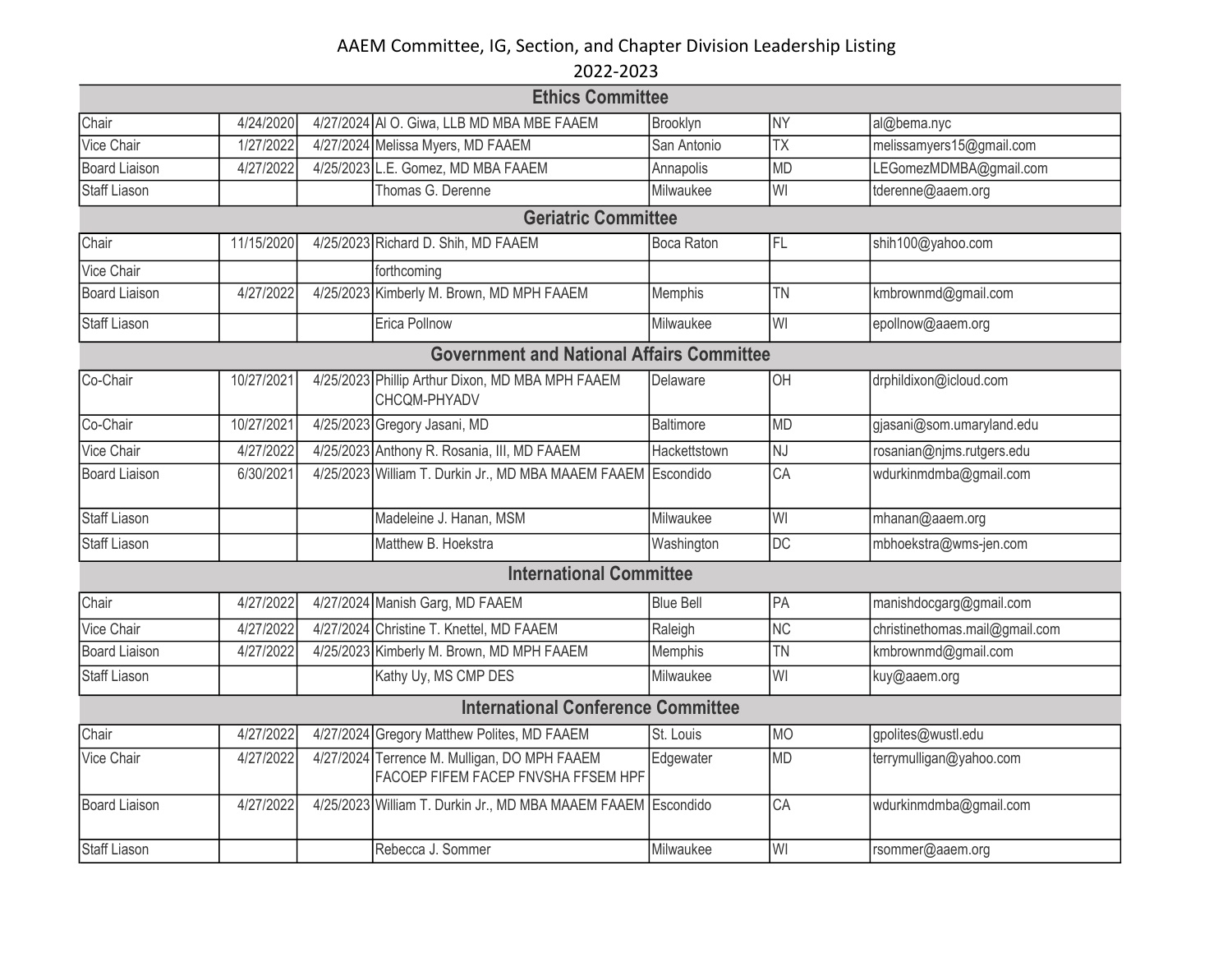AAEM Committee, IG, Section, and Chapter Division Leadership Listing

2022-2023

| Ethics Committee | | | | | | |
|---|---|---|---|---|---|---|
| Chair | 4/24/2020 | 4/27/2024 | Al O. Giwa, LLB MD MBA MBE FAAEM | Brooklyn | NY | al@bema.nyc |
| Vice Chair | 1/27/2022 | 4/27/2024 | Melissa Myers, MD FAAEM | San Antonio | TX | melissamyers15@gmail.com |
| Board Liaison | 4/27/2022 | 4/25/2023 | L.E. Gomez, MD MBA FAAEM | Annapolis | MD | LEGomezMDMBA@gmail.com |
| Staff Liason | | | Thomas G. Derenne | Milwaukee | WI | tderenne@aaem.org |
| **Geriatric Committee** | | | | | | |
| Chair | 11/15/2020 | 4/25/2023 | Richard D. Shih, MD FAAEM | Boca Raton | FL | shih100@yahoo.com |
| Vice Chair | | | forthcoming | | | |
| Board Liaison | 4/27/2022 | 4/25/2023 | Kimberly M. Brown, MD MPH FAAEM | Memphis | TN | kmbrownmd@gmail.com |
| Staff Liason | | | Erica Pollnow | Milwaukee | WI | epollnow@aaem.org |
| **Government and National Affairs Committee** | | | | | | |
| Co-Chair | 10/27/2021 | 4/25/2023 | Phillip Arthur Dixon, MD MBA MPH FAAEM CHCQM-PHYADV | Delaware | OH | drphildixon@icloud.com |
| Co-Chair | 10/27/2021 | 4/25/2023 | Gregory Jasani, MD | Baltimore | MD | gjasani@som.umaryland.edu |
| Vice Chair | 4/27/2022 | 4/25/2023 | Anthony R. Rosania, III, MD FAAEM | Hackettstown | NJ | rosanian@njms.rutgers.edu |
| Board Liaison | 6/30/2021 | 4/25/2023 | William T. Durkin Jr., MD MBA MAAEM FAAEM | Escondido | CA | wdurkinmdmba@gmail.com |
| Staff Liason | | | Madeleine J. Hanan, MSM | Milwaukee | WI | mhanan@aaem.org |
| Staff Liason | | | Matthew B. Hoekstra | Washington | DC | mbhoekstra@wms-jen.com |
| **International Committee** | | | | | | |
| Chair | 4/27/2022 | 4/27/2024 | Manish Garg, MD FAAEM | Blue Bell | PA | manishdocgarg@gmail.com |
| Vice Chair | 4/27/2022 | 4/27/2024 | Christine T. Knettel, MD FAAEM | Raleigh | NC | christinethomas.mail@gmail.com |
| Board Liaison | 4/27/2022 | 4/25/2023 | Kimberly M. Brown, MD MPH FAAEM | Memphis | TN | kmbrownmd@gmail.com |
| Staff Liason | | | Kathy Uy, MS CMP DES | Milwaukee | WI | kuy@aaem.org |
| **International Conference Committee** | | | | | | |
| Chair | 4/27/2022 | 4/27/2024 | Gregory Matthew Polites, MD FAAEM | St. Louis | MO | gpolites@wustl.edu |
| Vice Chair | 4/27/2022 | 4/27/2024 | Terrence M. Mulligan, DO MPH FAAEM FACOEP FIFEM FACEP FNVSHA FFSEM HPF | Edgewater | MD | terrymulligan@yahoo.com |
| Board Liaison | 4/27/2022 | 4/25/2023 | William T. Durkin Jr., MD MBA MAAEM FAAEM | Escondido | CA | wdurkinmdmba@gmail.com |
| Staff Liason | | | Rebecca J. Sommer | Milwaukee | WI | rsommer@aaem.org |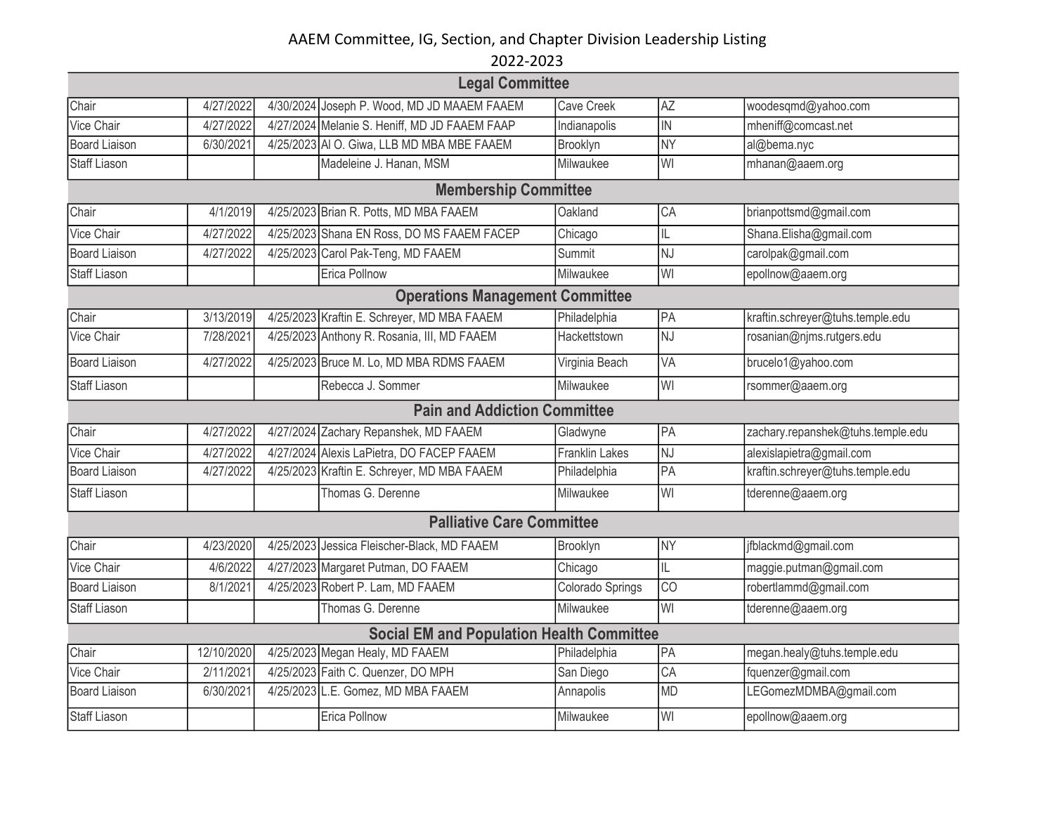AAEM Committee, IG, Section, and Chapter Division Leadership Listing

2022-2023

| | | | | | | |
|---|---|---|---|---|---|---|
| **Legal Committee** | | | | | | |
| Chair | 4/27/2022 | 4/30/2024 | Joseph P. Wood, MD JD MAAEM FAAEM | Cave Creek | AZ | woodesqmd@yahoo.com |
| Vice Chair | 4/27/2022 | 4/27/2024 | Melanie S. Heniff, MD JD FAAEM FAAP | Indianapolis | IN | mheniff@comcast.net |
| Board Liaison | 6/30/2021 | 4/25/2023 | Al O. Giwa, LLB MD MBA MBE FAAEM | Brooklyn | NY | al@bema.nyc |
| Staff Liason | | | Madeleine J. Hanan, MSM | Milwaukee | WI | mhanan@aaem.org |
| **Membership Committee** | | | | | | |
| Chair | 4/1/2019 | 4/25/2023 | Brian R. Potts, MD MBA FAAEM | Oakland | CA | brianpottsmd@gmail.com |
| Vice Chair | 4/27/2022 | 4/25/2023 | Shana EN Ross, DO MS FAAEM FACEP | Chicago | IL | Shana.Elisha@gmail.com |
| Board Liaison | 4/27/2022 | 4/25/2023 | Carol Pak-Teng, MD FAAEM | Summit | NJ | carolpak@gmail.com |
| Staff Liason | | | Erica Pollnow | Milwaukee | WI | epollnow@aaem.org |
| **Operations Management Committee** | | | | | | |
| Chair | 3/13/2019 | 4/25/2023 | Kraftin E. Schreyer, MD MBA FAAEM | Philadelphia | PA | kraftin.schreyer@tuhs.temple.edu |
| Vice Chair | 7/28/2021 | 4/25/2023 | Anthony R. Rosania, III, MD FAAEM | Hackettstown | NJ | rosanian@njms.rutgers.edu |
| Board Liaison | 4/27/2022 | 4/25/2023 | Bruce M. Lo, MD MBA RDMS FAAEM | Virginia Beach | VA | brucelo1@yahoo.com |
| Staff Liason | | | Rebecca J. Sommer | Milwaukee | WI | rsommer@aaem.org |
| **Pain and Addiction Committee** | | | | | | |
| Chair | 4/27/2022 | 4/27/2024 | Zachary Repanshek, MD FAAEM | Gladwyne | PA | zachary.repanshek@tuhs.temple.edu |
| Vice Chair | 4/27/2022 | 4/27/2024 | Alexis LaPietra, DO FACEP FAAEM | Franklin Lakes | NJ | alexislapietra@gmail.com |
| Board Liaison | 4/27/2022 | 4/25/2023 | Kraftin E. Schreyer, MD MBA FAAEM | Philadelphia | PA | kraftin.schreyer@tuhs.temple.edu |
| Staff Liason | | | Thomas G. Derenne | Milwaukee | WI | tderenne@aaem.org |
| **Palliative Care Committee** | | | | | | |
| Chair | 4/23/2020 | 4/25/2023 | Jessica Fleischer-Black, MD FAAEM | Brooklyn | NY | jfblackmd@gmail.com |
| Vice Chair | 4/6/2022 | 4/27/2023 | Margaret Putman, DO FAAEM | Chicago | IL | maggie.putman@gmail.com |
| Board Liaison | 8/1/2021 | 4/25/2023 | Robert P. Lam, MD FAAEM | Colorado Springs | CO | robertlammd@gmail.com |
| Staff Liason | | | Thomas G. Derenne | Milwaukee | WI | tderenne@aaem.org |
| **Social EM and Population Health Committee** | | | | | | |
| Chair | 12/10/2020 | 4/25/2023 | Megan Healy, MD FAAEM | Philadelphia | PA | megan.healy@tuhs.temple.edu |
| Vice Chair | 2/11/2021 | 4/25/2023 | Faith C. Quenzer, DO MPH | San Diego | CA | fquenzer@gmail.com |
| Board Liaison | 6/30/2021 | 4/25/2023 | L.E. Gomez, MD MBA FAAEM | Annapolis | MD | LEGomezMDMBA@gmail.com |
| Staff Liason | | | Erica Pollnow | Milwaukee | WI | epollnow@aaem.org |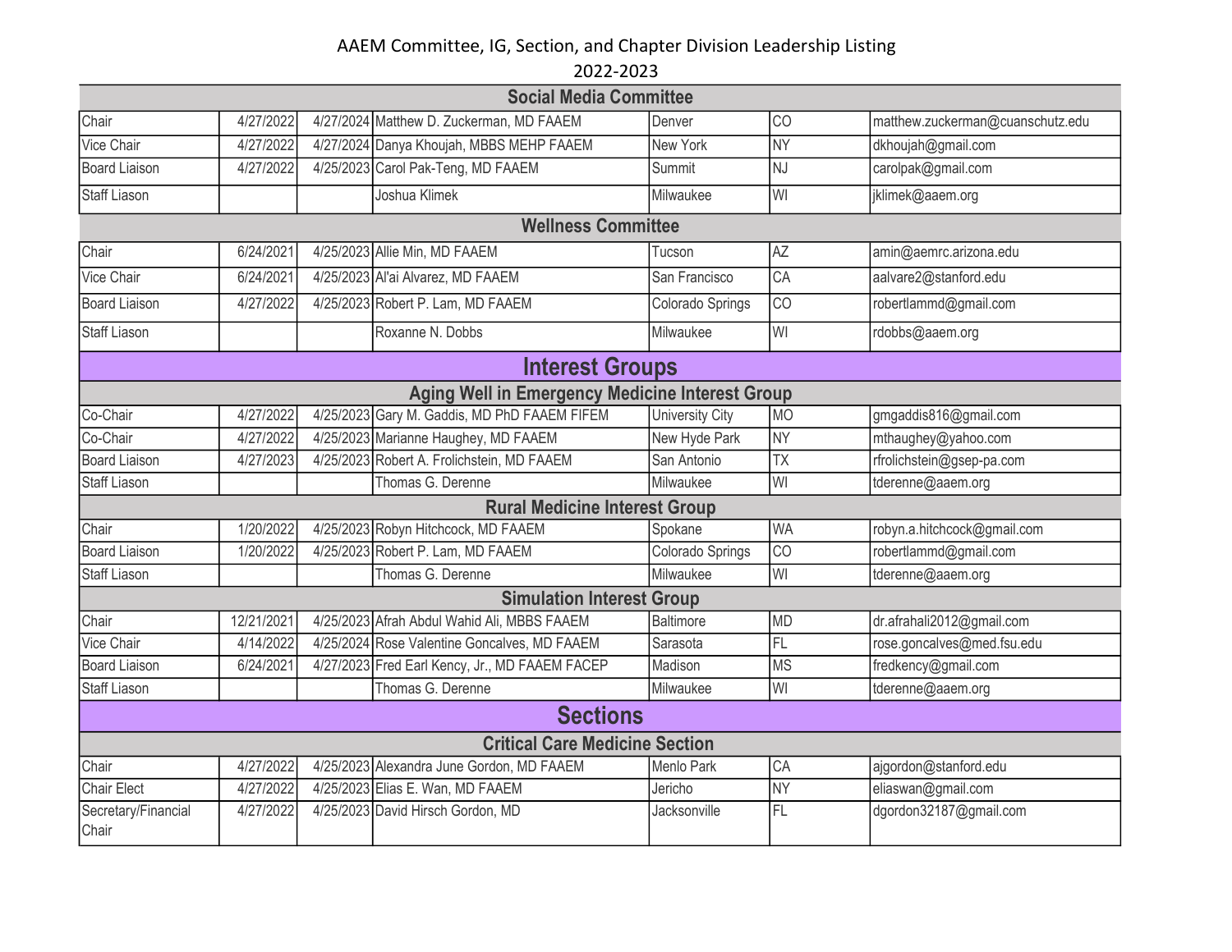AAEM Committee, IG, Section, and Chapter Division Leadership Listing

2022-2023

## Social Media Committee

| | | | | | | |
|---|---|---|---|---|---|---|
| Chair | 4/27/2022 | 4/27/2024 | Matthew D. Zuckerman, MD FAAEM | Denver | CO | matthew.zuckerman@cuanschutz.edu |
| Vice Chair | 4/27/2022 | 4/27/2024 | Danya Khoujah, MBBS MEHP FAAEM | New York | NY | dkhoujah@gmail.com |
| Board Liaison | 4/27/2022 | 4/25/2023 | Carol Pak-Teng, MD FAAEM | Summit | NJ | carolpak@gmail.com |
| Staff Liason | | | Joshua Klimek | Milwaukee | WI | jklimek@aaem.org |

## Wellness Committee

| | | | | | | |
|---|---|---|---|---|---|---|
| Chair | 6/24/2021 | 4/25/2023 | Allie Min, MD FAAEM | Tucson | AZ | amin@aemrc.arizona.edu |
| Vice Chair | 6/24/2021 | 4/25/2023 | Al'ai Alvarez, MD FAAEM | San Francisco | CA | aalvare2@stanford.edu |
| Board Liaison | 4/27/2022 | 4/25/2023 | Robert P. Lam, MD FAAEM | Colorado Springs | CO | robertlammd@gmail.com |
| Staff Liason | | | Roxanne N. Dobbs | Milwaukee | WI | rdobbs@aaem.org |

# Interest Groups

## Aging Well in Emergency Medicine Interest Group

| | | | | | | |
|---|---|---|---|---|---|---|
| Co-Chair | 4/27/2022 | 4/25/2023 | Gary M. Gaddis, MD PhD FAAEM FIFEM | University City | MO | gmgaddis816@gmail.com |
| Co-Chair | 4/27/2022 | 4/25/2023 | Marianne Haughey, MD FAAEM | New Hyde Park | NY | mthaughey@yahoo.com |
| Board Liaison | 4/27/2023 | 4/25/2023 | Robert A. Frolichstein, MD FAAEM | San Antonio | TX | rfrolichstein@gsep-pa.com |
| Staff Liason | | | Thomas G. Derenne | Milwaukee | WI | tderenne@aaem.org |

## Rural Medicine Interest Group

| | | | | | | |
|---|---|---|---|---|---|---|
| Chair | 1/20/2022 | 4/25/2023 | Robyn Hitchcock, MD FAAEM | Spokane | WA | robyn.a.hitchcock@gmail.com |
| Board Liaison | 1/20/2022 | 4/25/2023 | Robert P. Lam, MD FAAEM | Colorado Springs | CO | robertlammd@gmail.com |
| Staff Liason | | | Thomas G. Derenne | Milwaukee | WI | tderenne@aaem.org |

## Simulation Interest Group

| | | | | | | |
|---|---|---|---|---|---|---|
| Chair | 12/21/2021 | 4/25/2023 | Afrah Abdul Wahid Ali, MBBS FAAEM | Baltimore | MD | dr.afrahali2012@gmail.com |
| Vice Chair | 4/14/2022 | 4/25/2024 | Rose Valentine Goncalves, MD FAAEM | Sarasota | FL | rose.goncalves@med.fsu.edu |
| Board Liaison | 6/24/2021 | 4/27/2023 | Fred Earl Kency, Jr., MD FAAEM FACEP | Madison | MS | fredkency@gmail.com |
| Staff Liason | | | Thomas G. Derenne | Milwaukee | WI | tderenne@aaem.org |

# Sections

## Critical Care Medicine Section

| | | | | | | |
|---|---|---|---|---|---|---|
| Chair | 4/27/2022 | 4/25/2023 | Alexandra June Gordon, MD FAAEM | Menlo Park | CA | ajgordon@stanford.edu |
| Chair Elect | 4/27/2022 | 4/25/2023 | Elias E. Wan, MD FAAEM | Jericho | NY | eliaswan@gmail.com |
| Secretary/Financial Chair | 4/27/2022 | 4/25/2023 | David Hirsch Gordon, MD | Jacksonville | FL | dgordon32187@gmail.com |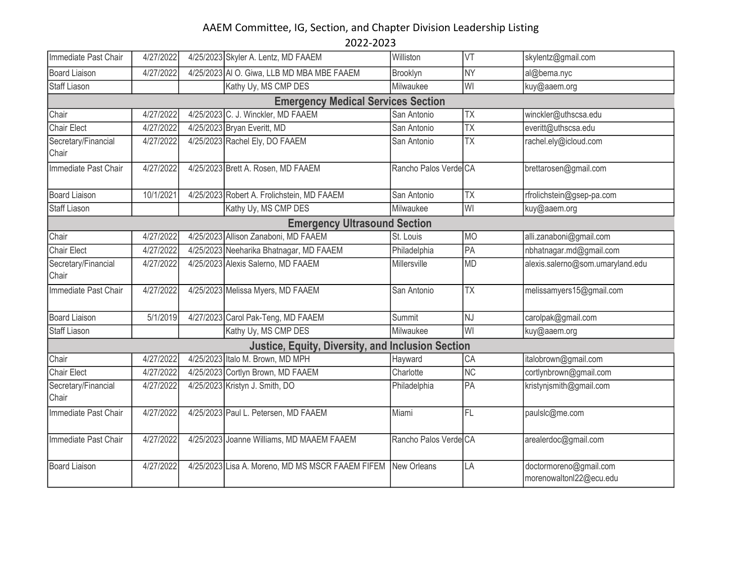# AAEM Committee, IG, Section, and Chapter Division Leadership Listing

## 2022-2023

| | | | | | | |
|---|---|---|---|---|---|---|
| Immediate Past Chair | 4/27/2022 | 4/25/2023 | Skyler A. Lentz, MD FAAEM | Williston | VT | skylentz@gmail.com |
| Board Liaison | 4/27/2022 | 4/25/2023 | Al O. Giwa, LLB MD MBA MBE FAAEM | Brooklyn | NY | al@bema.nyc |
| Staff Liason | | | Kathy Uy, MS CMP DES | Milwaukee | WI | kuy@aaem.org |
| **Emergency Medical Services Section** | | | | | | |
| Chair | 4/27/2022 | 4/25/2023 | C. J. Winckler, MD FAAEM | San Antonio | TX | winckler@uthscsa.edu |
| Chair Elect | 4/27/2022 | 4/25/2023 | Bryan Everitt, MD | San Antonio | TX | everitt@uthscsa.edu |
| Secretary/Financial Chair | 4/27/2022 | 4/25/2023 | Rachel Ely, DO FAAEM | San Antonio | TX | rachel.ely@icloud.com |
| Immediate Past Chair | 4/27/2022 | 4/25/2023 | Brett A. Rosen, MD FAAEM | Rancho Palos Verde | CA | brettarosen@gmail.com |
| Board Liaison | 10/1/2021 | 4/25/2023 | Robert A. Frolichstein, MD FAAEM | San Antonio | TX | rfrolichstein@gsep-pa.com |
| Staff Liason | | | Kathy Uy, MS CMP DES | Milwaukee | WI | kuy@aaem.org |
| **Emergency Ultrasound Section** | | | | | | |
| Chair | 4/27/2022 | 4/25/2023 | Allison Zanaboni, MD FAAEM | St. Louis | MO | alli.zanaboni@gmail.com |
| Chair Elect | 4/27/2022 | 4/25/2023 | Neeharika Bhatnagar, MD FAAEM | Philadelphia | PA | nbhatnagar.md@gmail.com |
| Secretary/Financial Chair | 4/27/2022 | 4/25/2023 | Alexis Salerno, MD FAAEM | Millersville | MD | alexis.salerno@som.umaryland.edu |
| Immediate Past Chair | 4/27/2022 | 4/25/2023 | Melissa Myers, MD FAAEM | San Antonio | TX | melissamyers15@gmail.com |
| Board Liaison | 5/1/2019 | 4/27/2023 | Carol Pak-Teng, MD FAAEM | Summit | NJ | carolpak@gmail.com |
| Staff Liason | | | Kathy Uy, MS CMP DES | Milwaukee | WI | kuy@aaem.org |
| **Justice, Equity, Diversity, and Inclusion Section** | | | | | | |
| Chair | 4/27/2022 | 4/25/2023 | Italo M. Brown, MD MPH | Hayward | CA | italobrown@gmail.com |
| Chair Elect | 4/27/2022 | 4/25/2023 | Cortlyn Brown, MD FAAEM | Charlotte | NC | cortlynbrown@gmail.com |
| Secretary/Financial Chair | 4/27/2022 | 4/25/2023 | Kristyn J. Smith, DO | Philadelphia | PA | kristynjsmith@gmail.com |
| Immediate Past Chair | 4/27/2022 | 4/25/2023 | Paul L. Petersen, MD FAAEM | Miami | FL | paulslc@me.com |
| Immediate Past Chair | 4/27/2022 | 4/25/2023 | Joanne Williams, MD MAAEM FAAEM | Rancho Palos Verde | CA | arealerdoc@gmail.com |
| Board Liaison | 4/27/2022 | 4/25/2023 | Lisa A. Moreno, MD MS MSCR FAAEM FIFEM | New Orleans | LA | doctormoreno@gmail.com morenowaltonl22@ecu.edu |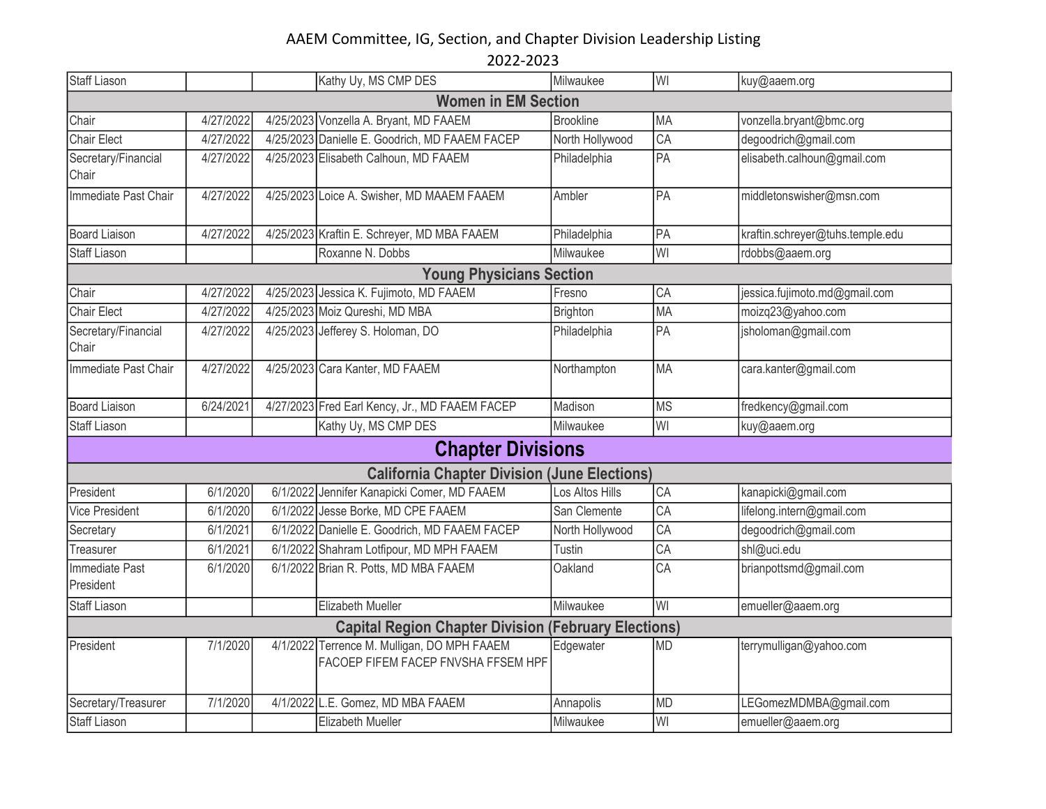# AAEM Committee, IG, Section, and Chapter Division Leadership Listing
## 2022-2023

| | | | | | | |
|---|---|---|---|---|---|---|
| Staff Liason | | | Kathy Uy, MS CMP DES | Milwaukee | WI | kuy@aaem.org |
| **Women in EM Section** | | | | | | |
| Chair | 4/27/2022 | 4/25/2023 | Vonzella A. Bryant, MD FAAEM | Brookline | MA | vonzella.bryant@bmc.org |
| Chair Elect | 4/27/2022 | 4/25/2023 | Danielle E. Goodrich, MD FAAEM FACEP | North Hollywood | CA | degoodrich@gmail.com |
| Secretary/Financial Chair | 4/27/2022 | 4/25/2023 | Elisabeth Calhoun, MD FAAEM | Philadelphia | PA | elisabeth.calhoun@gmail.com |
| Immediate Past Chair | 4/27/2022 | 4/25/2023 | Loice A. Swisher, MD MAAEM FAAEM | Ambler | PA | middletonswisher@msn.com |
| Board Liaison | 4/27/2022 | 4/25/2023 | Kraftin E. Schreyer, MD MBA FAAEM | Philadelphia | PA | kraftin.schreyer@tuhs.temple.edu |
| Staff Liason | | | Roxanne N. Dobbs | Milwaukee | WI | rdobbs@aaem.org |
| **Young Physicians Section** | | | | | | |
| Chair | 4/27/2022 | 4/25/2023 | Jessica K. Fujimoto, MD FAAEM | Fresno | CA | jessica.fujimoto.md@gmail.com |
| Chair Elect | 4/27/2022 | 4/25/2023 | Moiz Qureshi, MD MBA | Brighton | MA | moizq23@yahoo.com |
| Secretary/Financial Chair | 4/27/2022 | 4/25/2023 | Jefferey S. Holoman, DO | Philadelphia | PA | jsholoman@gmail.com |
| Immediate Past Chair | 4/27/2022 | 4/25/2023 | Cara Kanter, MD FAAEM | Northampton | MA | cara.kanter@gmail.com |
| Board Liaison | 6/24/2021 | 4/27/2023 | Fred Earl Kency, Jr., MD FAAEM FACEP | Madison | MS | fredkency@gmail.com |
| Staff Liason | | | Kathy Uy, MS CMP DES | Milwaukee | WI | kuy@aaem.org |
| **Chapter Divisions** | | | | | | |
| **California Chapter Division (June Elections)** | | | | | | |
| President | 6/1/2020 | 6/1/2022 | Jennifer Kanapicki Comer, MD FAAEM | Los Altos Hills | CA | kanapicki@gmail.com |
| Vice President | 6/1/2020 | 6/1/2022 | Jesse Borke, MD CPE FAAEM | San Clemente | CA | lifelong.intern@gmail.com |
| Secretary | 6/1/2021 | 6/1/2022 | Danielle E. Goodrich, MD FAAEM FACEP | North Hollywood | CA | degoodrich@gmail.com |
| Treasurer | 6/1/2021 | 6/1/2022 | Shahram Lotfipour, MD MPH FAAEM | Tustin | CA | shl@uci.edu |
| Immediate Past President | 6/1/2020 | 6/1/2022 | Brian R. Potts, MD MBA FAAEM | Oakland | CA | brianpottsmd@gmail.com |
| Staff Liason | | | Elizabeth Mueller | Milwaukee | WI | emueller@aaem.org |
| **Capital Region Chapter Division (February Elections)** | | | | | | |
| President | 7/1/2020 | 4/1/2022 | Terrence M. Mulligan, DO MPH FAAEM FACOEP FIFEM FACEP FNVSHA FFSEM HPF | Edgewater | MD | terrymulligan@yahoo.com |
| Secretary/Treasurer | 7/1/2020 | 4/1/2022 | L.E. Gomez, MD MBA FAAEM | Annapolis | MD | LEGomezMDMBA@gmail.com |
| Staff Liason | | | Elizabeth Mueller | Milwaukee | WI | emueller@aaem.org |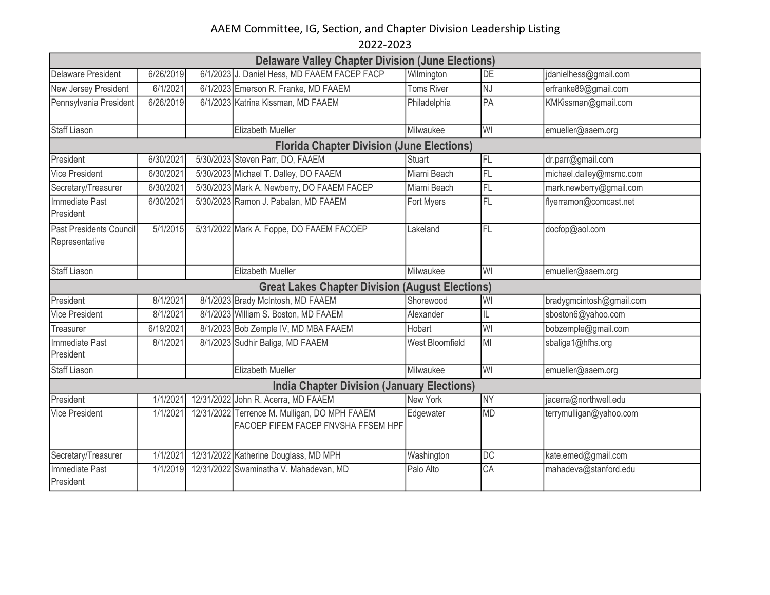# AAEM Committee, IG, Section, and Chapter Division Leadership Listing

## 2022-2023

| Delaware Valley Chapter Division (June Elections) | | | | | | |
|---|---|---|---|---|---|---|
| Delaware President | 6/26/2019 | 6/1/2023 | J. Daniel Hess, MD FAAEM FACEP FACP | Wilmington | DE | jdanielhess@gmail.com |
| New Jersey President | 6/1/2021 | 6/1/2023 | Emerson R. Franke, MD FAAEM | Toms River | NJ | erfranke89@gmail.com |
| Pennsylvania President | 6/26/2019 | 6/1/2023 | Katrina Kissman, MD FAAEM | Philadelphia | PA | KMKissman@gmail.com |
| Staff Liason | | | Elizabeth Mueller | Milwaukee | WI | emueller@aaem.org |
| **Florida Chapter Division (June Elections)** | | | | | | |
| President | 6/30/2021 | 5/30/2023 | Steven Parr, DO, FAAEM | Stuart | FL | dr.parr@gmail.com |
| Vice President | 6/30/2021 | 5/30/2023 | Michael T. Dalley, DO FAAEM | Miami Beach | FL | michael.dalley@msmc.com |
| Secretary/Treasurer | 6/30/2021 | 5/30/2023 | Mark A. Newberry, DO FAAEM FACEP | Miami Beach | FL | mark.newberry@gmail.com |
| Immediate Past President | 6/30/2021 | 5/30/2023 | Ramon J. Pabalan, MD FAAEM | Fort Myers | FL | flyerramon@comcast.net |
| Past Presidents Council Representative | 5/1/2015 | 5/31/2022 | Mark A. Foppe, DO FAAEM FACOEP | Lakeland | FL | docfop@aol.com |
| Staff Liason | | | Elizabeth Mueller | Milwaukee | WI | emueller@aaem.org |
| **Great Lakes Chapter Division (August Elections)** | | | | | | |
| President | 8/1/2021 | 8/1/2023 | Brady McIntosh, MD FAAEM | Shorewood | WI | bradygmcintosh@gmail.com |
| Vice President | 8/1/2021 | 8/1/2023 | William S. Boston, MD FAAEM | Alexander | IL | sboston6@yahoo.com |
| Treasurer | 6/19/2021 | 8/1/2023 | Bob Zemple IV, MD MBA FAAEM | Hobart | WI | bobzemple@gmail.com |
| Immediate Past President | 8/1/2021 | 8/1/2023 | Sudhir Baliga, MD FAAEM | West Bloomfield | MI | sbaliga1@hfhs.org |
| Staff Liason | | | Elizabeth Mueller | Milwaukee | WI | emueller@aaem.org |
| **India Chapter Division (January Elections)** | | | | | | |
| President | 1/1/2021 | 12/31/2022 | John R. Acerra, MD FAAEM | New York | NY | jacerra@northwell.edu |
| Vice President | 1/1/2021 | 12/31/2022 | Terrence M. Mulligan, DO MPH FAAEM FACOEP FIFEM FACEP FNVSHA FFSEM HPF | Edgewater | MD | terrymulligan@yahoo.com |
| Secretary/Treasurer | 1/1/2021 | 12/31/2022 | Katherine Douglass, MD MPH | Washington | DC | kate.emed@gmail.com |
| Immediate Past President | 1/1/2019 | 12/31/2022 | Swaminatha V. Mahadevan, MD | Palo Alto | CA | mahadeva@stanford.edu |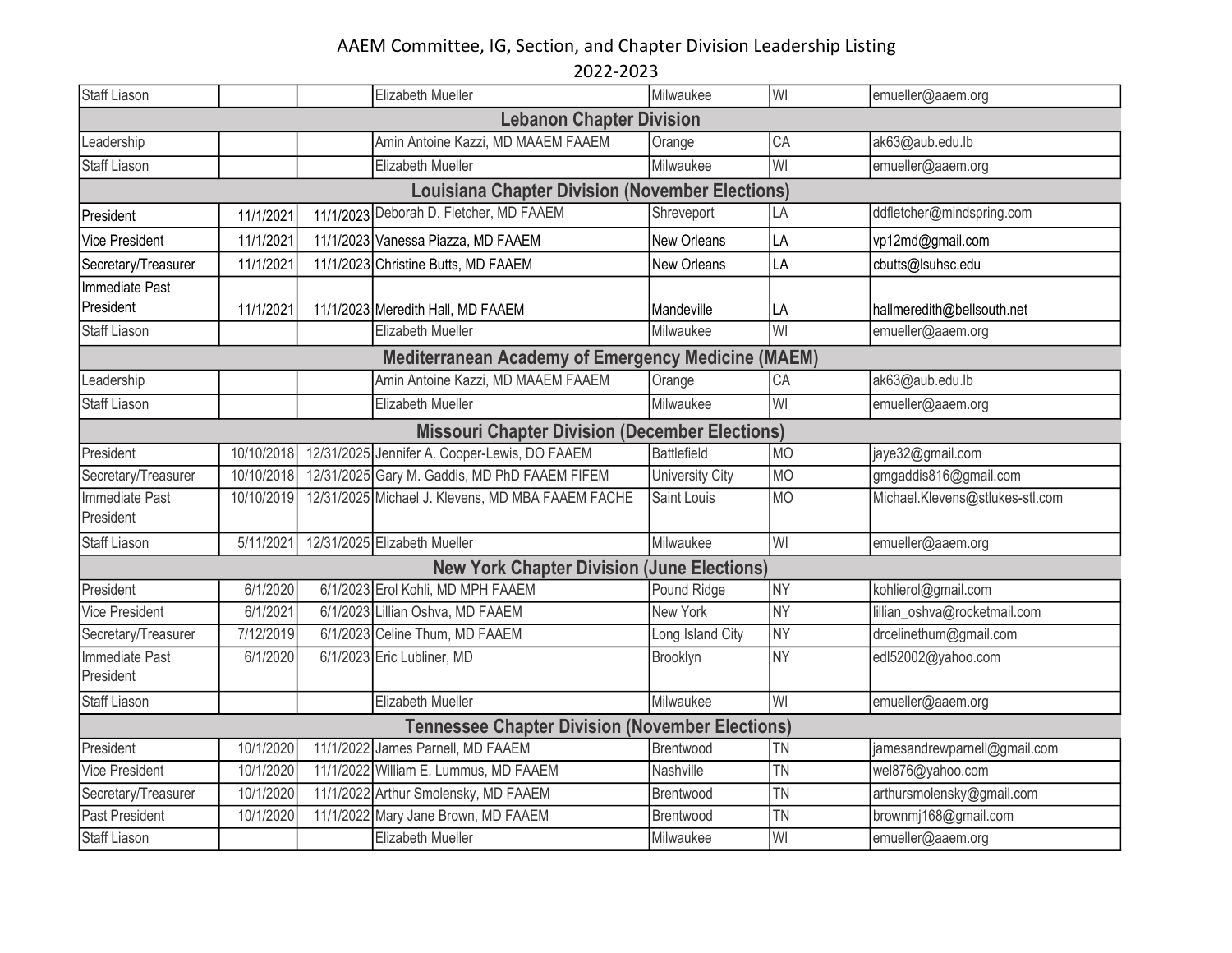# AAEM Committee, IG, Section, and Chapter Division Leadership Listing
## 2022-2023

| | | | | | | |
|---|---|---|---|---|---|---|
| Staff Liason | | | Elizabeth Mueller | Milwaukee | WI | emueller@aaem.org |
| **Lebanon Chapter Division** | | | | | | |
| Leadership | | | Amin Antoine Kazzi, MD MAAEM FAAEM | Orange | CA | ak63@aub.edu.lb |
| Staff Liason | | | Elizabeth Mueller | Milwaukee | WI | emueller@aaem.org |
| **Louisiana Chapter Division (November Elections)** | | | | | | |
| President | 11/1/2021 | 11/1/2023 | Deborah D. Fletcher, MD FAAEM | Shreveport | LA | ddfletcher@mindspring.com |
| Vice President | 11/1/2021 | 11/1/2023 | Vanessa Piazza, MD FAAEM | New Orleans | LA | vp12md@gmail.com |
| Secretary/Treasurer | 11/1/2021 | 11/1/2023 | Christine Butts, MD FAAEM | New Orleans | LA | cbutts@lsuhsc.edu |
| Immediate Past President | 11/1/2021 | 11/1/2023 | Meredith Hall, MD FAAEM | Mandeville | LA | hallmeredith@bellsouth.net |
| Staff Liason | | | Elizabeth Mueller | Milwaukee | WI | emueller@aaem.org |
| **Mediterranean Academy of Emergency Medicine (MAEM)** | | | | | | |
| Leadership | | | Amin Antoine Kazzi, MD MAAEM FAAEM | Orange | CA | ak63@aub.edu.lb |
| Staff Liason | | | Elizabeth Mueller | Milwaukee | WI | emueller@aaem.org |
| **Missouri Chapter Division (December Elections)** | | | | | | |
| President | 10/10/2018 | 12/31/2025 | Jennifer A. Cooper-Lewis, DO FAAEM | Battlefield | MO | jaye32@gmail.com |
| Secretary/Treasurer | 10/10/2018 | 12/31/2025 | Gary M. Gaddis, MD PhD FAAEM FIFEM | University City | MO | gmgaddis816@gmail.com |
| Immediate Past President | 10/10/2019 | 12/31/2025 | Michael J. Klevens, MD MBA FAAEM FACHE | Saint Louis | MO | Michael.Klevens@stlukes-stl.com |
| Staff Liason | 5/11/2021 | 12/31/2025 | Elizabeth Mueller | Milwaukee | WI | emueller@aaem.org |
| **New York Chapter Division (June Elections)** | | | | | | |
| President | 6/1/2020 | 6/1/2023 | Erol Kohli, MD MPH FAAEM | Pound Ridge | NY | kohlierol@gmail.com |
| Vice President | 6/1/2021 | 6/1/2023 | Lillian Oshva, MD FAAEM | New York | NY | lillian_oshva@rocketmail.com |
| Secretary/Treasurer | 7/12/2019 | 6/1/2023 | Celine Thum, MD FAAEM | Long Island City | NY | drcelinethum@gmail.com |
| Immediate Past President | 6/1/2020 | 6/1/2023 | Eric Lubliner, MD | Brooklyn | NY | edl52002@yahoo.com |
| Staff Liason | | | Elizabeth Mueller | Milwaukee | WI | emueller@aaem.org |
| **Tennessee Chapter Division (November Elections)** | | | | | | |
| President | 10/1/2020 | 11/1/2022 | James Parnell, MD FAAEM | Brentwood | TN | jamesandrewparnell@gmail.com |
| Vice President | 10/1/2020 | 11/1/2022 | William E. Lummus, MD FAAEM | Nashville | TN | wel876@yahoo.com |
| Secretary/Treasurer | 10/1/2020 | 11/1/2022 | Arthur Smolensky, MD FAAEM | Brentwood | TN | arthursmolensky@gmail.com |
| Past President | 10/1/2020 | 11/1/2022 | Mary Jane Brown, MD FAAEM | Brentwood | TN | brownmj168@gmail.com |
| Staff Liason | | | Elizabeth Mueller | Milwaukee | WI | emueller@aaem.org |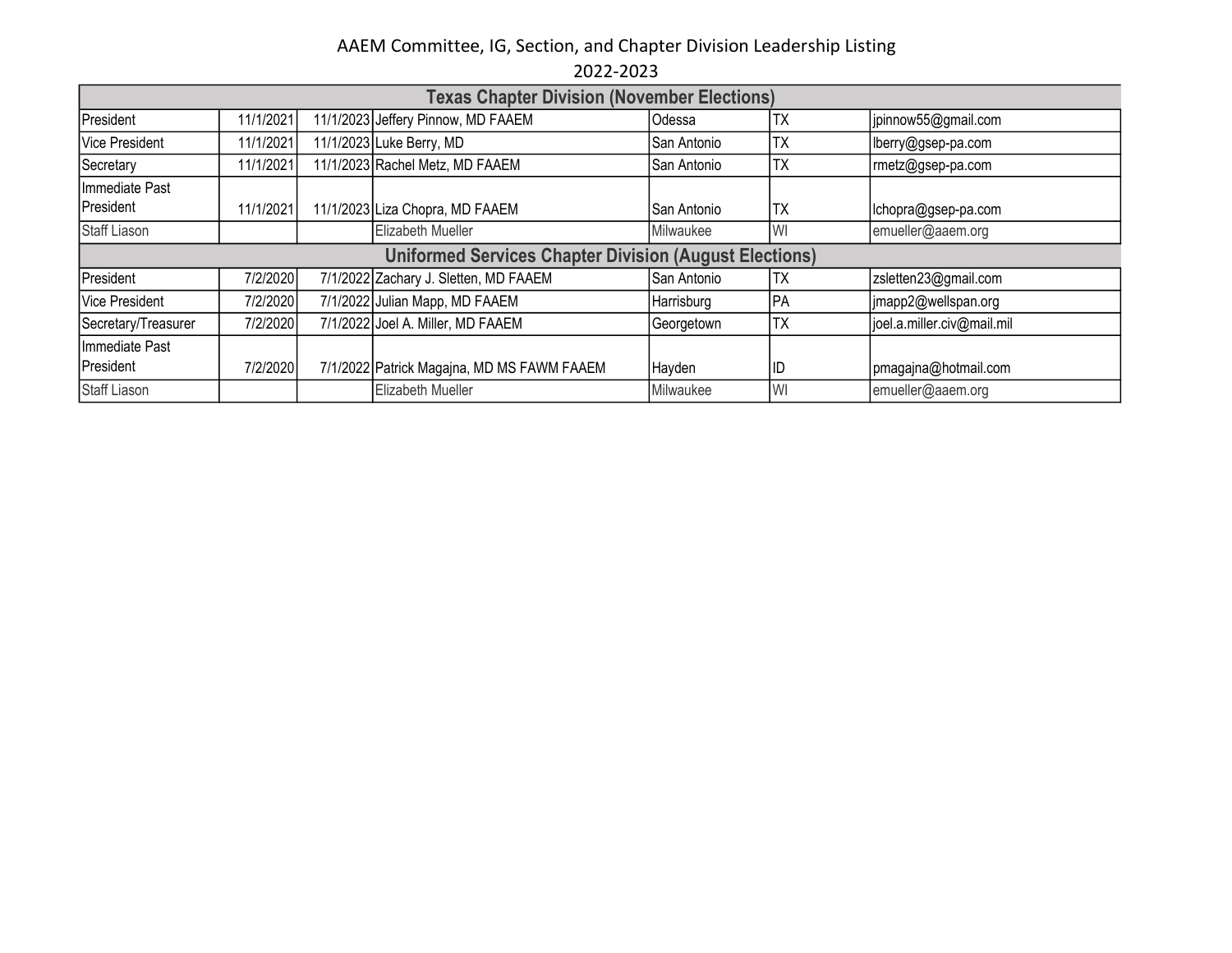AAEM Committee, IG, Section, and Chapter Division Leadership Listing
2022-2023

| | | | | | | |
|---|---|---|---|---|---|---|
| **Texas Chapter Division (November Elections)** | | | | | | |
| President | 11/1/2021 | 11/1/2023 | Jeffery Pinnow, MD FAAEM | Odessa | TX | jpinnow55@gmail.com |
| Vice President | 11/1/2021 | 11/1/2023 | Luke Berry, MD | San Antonio | TX | lberry@gsep-pa.com |
| Secretary | 11/1/2021 | 11/1/2023 | Rachel Metz, MD FAAEM | San Antonio | TX | rmetz@gsep-pa.com |
| Immediate Past President | 11/1/2021 | 11/1/2023 | Liza Chopra, MD FAAEM | San Antonio | TX | lchopra@gsep-pa.com |
| Staff Liason | | | Elizabeth Mueller | Milwaukee | WI | emueller@aaem.org |
| **Uniformed Services Chapter Division (August Elections)** | | | | | | |
| President | 7/2/2020 | 7/1/2022 | Zachary J. Sletten, MD FAAEM | San Antonio | TX | zsletten23@gmail.com |
| Vice President | 7/2/2020 | 7/1/2022 | Julian Mapp, MD FAAEM | Harrisburg | PA | jmapp2@wellspan.org |
| Secretary/Treasurer | 7/2/2020 | 7/1/2022 | Joel A. Miller, MD FAAEM | Georgetown | TX | joel.a.miller.civ@mail.mil |
| Immediate Past President | 7/2/2020 | 7/1/2022 | Patrick Magajna, MD MS FAWM FAAEM | Hayden | ID | pmagajna@hotmail.com |
| Staff Liason | | | Elizabeth Mueller | Milwaukee | WI | emueller@aaem.org |